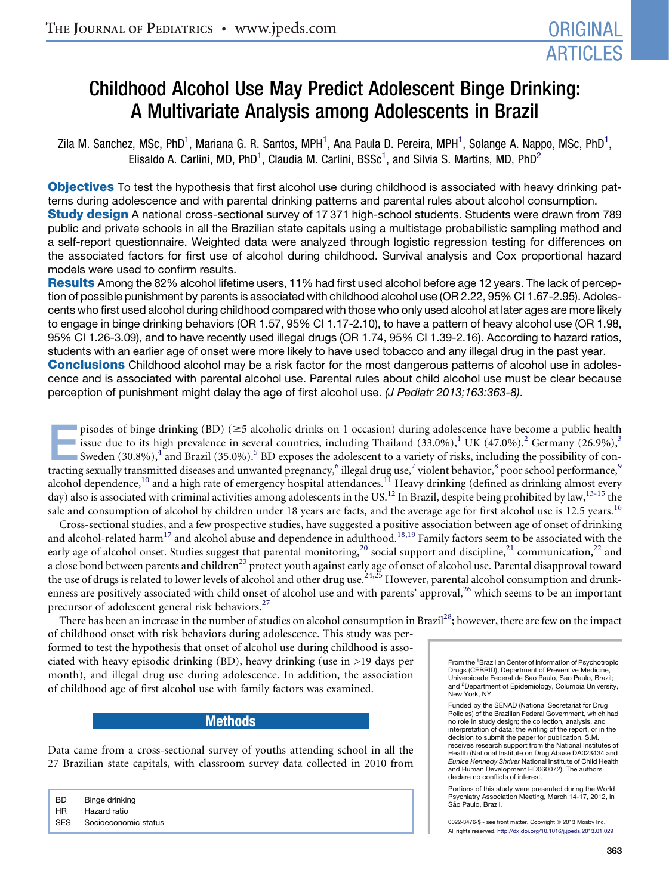# Childhood Alcohol Use May Predict Adolescent Binge Drinking: A Multivariate Analysis among Adolescents in Brazil

Zila M. Sanchez, MSc, PhD[1], Mariana G. R. Santos, MPH[1], Ana Paula D. Pereira, MPH[1], Solange A. Nappo, MSc, PhD[1], Elisaldo A. Carlini, MD, PhD[1], Claudia M. Carlini, BSSc[1], and Silvia S. Martins, MD, PhD[2]

**Objectives** To test the hypothesis that first alcohol use during childhood is associated with heavy drinking patterns during adolescence and with parental drinking patterns and parental rules about alcohol consumption.

**Study design** A national cross-sectional survey of 17 371 high-school students. Students were drawn from 789 public and private schools in all the Brazilian state capitals using a multistage probabilistic sampling method and a self-report questionnaire. Weighted data were analyzed through logistic regression testing for differences on the associated factors for first use of alcohol during childhood. Survival analysis and Cox proportional hazard models were used to confirm results.

**Results** Among the 82% alcohol lifetime users, 11% had first used alcohol before age 12 years. The lack of perception of possible punishment by parents is associated with childhood alcohol use (OR 2.22, 95% CI 1.67-2.95). Adolescents who first used alcohol during childhood compared with those who only used alcohol at later ages are more likely to engage in binge drinking behaviors (OR 1.57, 95% CI 1.17-2.10), to have a pattern of heavy alcohol use (OR 1.98, 95% CI 1.26-3.09), and to have recently used illegal drugs (OR 1.74, 95% CI 1.39-2.16). According to hazard ratios, students with an earlier age of onset were more likely to have used tobacco and any illegal drug in the past year.

**Conclusions** Childhood alcohol may be a risk factor for the most dangerous patterns of alcohol use in adolescence and is associated with parental alcohol use. Parental rules about child alcohol use must be clear because perception of punishment might delay the age of first alcohol use. *(J Pediatr 2013;163:363-8)*.

Episodes of binge drinking (BD) (≥5 alcoholic drinks on 1 occasion) during adolescence have become a public health issue due to its high prevalence in several countries, including Thailand (33.0%),[1] UK (47.0%),[2] Germany (26.9%),[3] Sweden (30.8%),[4] and Brazil (35.0%).[5] BD exposes the adolescent to a variety of risks, including the possibility of contracting sexually transmitted diseases and unwanted pregnancy,[6] illegal drug use,[7] violent behavior,[8] poor school performance,[9] alcohol dependence,[10] and a high rate of emergency hospital attendances.[11] Heavy drinking (defined as drinking almost every day) also is associated with criminal activities among adolescents in the US.[12] In Brazil, despite being prohibited by law,[13-15] the sale and consumption of alcohol by children under 18 years are facts, and the average age for first alcohol use is 12.5 years.[16]

Cross-sectional studies, and a few prospective studies, have suggested a positive association between age of onset of drinking and alcohol-related harm[17] and alcohol abuse and dependence in adulthood.[18,19] Family factors seem to be associated with the early age of alcohol onset. Studies suggest that parental monitoring,[20] social support and discipline,[21] communication,[22] and a close bond between parents and children[23] protect youth against early age of onset of alcohol use. Parental disapproval toward the use of drugs is related to lower levels of alcohol and other drug use.[24,25] However, parental alcohol consumption and drunkenness are positively associated with child onset of alcohol use and with parents' approval,[26] which seems to be an important precursor of adolescent general risk behaviors.[27]

There has been an increase in the number of studies on alcohol consumption in Brazil[28]; however, there are few on the impact of childhood onset with risk behaviors during adolescence. This study was performed to test the hypothesis that onset of alcohol use during childhood is associated with heavy episodic drinking (BD), heavy drinking (use in >19 days per month), and illegal drug use during adolescence. In addition, the association of childhood age of first alcohol use with family factors was examined.

## Methods

Data came from a cross-sectional survey of youths attending school in all the 27 Brazilian state capitals, with classroom survey data collected in 2010 from

| | |
|---|---|
| BD | Binge drinking |
| HR | Hazard ratio |
| SES | Socioeconomic status |

From the [1]Brazilian Center of Information of Psychotropic Drugs (CEBRID), Department of Preventive Medicine, Universidade Federal de Sao Paulo, Sao Paulo, Brazil; and [2]Department of Epidemiology, Columbia University, New York, NY

Funded by the SENAD (National Secretariat for Drug Policies) of the Brazilian Federal Government, which had no role in study design; the collection, analysis, and interpretation of data; the writing of the report, or in the decision to submit the paper for publication. S.M. receives research support from the National Institutes of Health (National Institute on Drug Abuse DA023434 and *Eunice Kennedy Shriver* National Institute of Child Health and Human Development HD060072). The authors declare no conflicts of interest.

Portions of this study were presented during the World Psychiatry Association Meeting, March 14-17, 2012, in São Paulo, Brazil.

0022-3476/$ - see front matter. Copyright © 2013 Mosby Inc. All rights reserved. http://dx.doi.org/10.1016/j.jpeds.2013.01.029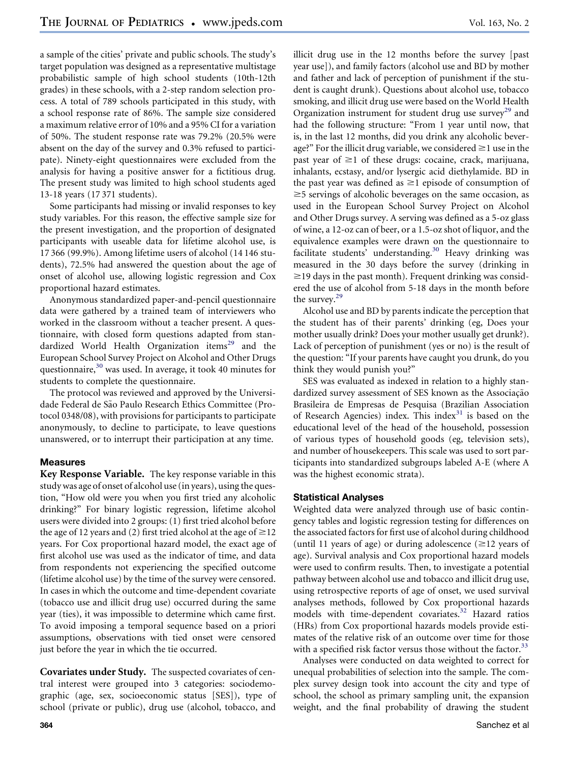a sample of the cities' private and public schools. The study's target population was designed as a representative multistage probabilistic sample of high school students (10th-12th grades) in these schools, with a 2-step random selection process. A total of 789 schools participated in this study, with a school response rate of 86%. The sample size considered a maximum relative error of 10% and a 95% CI for a variation of 50%. The student response rate was 79.2% (20.5% were absent on the day of the survey and 0.3% refused to participate). Ninety-eight questionnaires were excluded from the analysis for having a positive answer for a fictitious drug. The present study was limited to high school students aged 13-18 years (17 371 students).

Some participants had missing or invalid responses to key study variables. For this reason, the effective sample size for the present investigation, and the proportion of designated participants with useable data for lifetime alcohol use, is 17 366 (99.9%). Among lifetime users of alcohol (14 146 students), 72.5% had answered the question about the age of onset of alcohol use, allowing logistic regression and Cox proportional hazard estimates.

Anonymous standardized paper-and-pencil questionnaire data were gathered by a trained team of interviewers who worked in the classroom without a teacher present. A questionnaire, with closed form questions adapted from standardized World Health Organization items[29] and the European School Survey Project on Alcohol and Other Drugs questionnaire,[30] was used. In average, it took 40 minutes for students to complete the questionnaire.

The protocol was reviewed and approved by the Universidade Federal de São Paulo Research Ethics Committee (Protocol 0348/08), with provisions for participants to participate anonymously, to decline to participate, to leave questions unanswered, or to interrupt their participation at any time.

### Measures

**Key Response Variable.** The key response variable in this study was age of onset of alcohol use (in years), using the question, "How old were you when you first tried any alcoholic drinking?" For binary logistic regression, lifetime alcohol users were divided into 2 groups: (1) first tried alcohol before the age of 12 years and (2) first tried alcohol at the age of ≥12 years. For Cox proportional hazard model, the exact age of first alcohol use was used as the indicator of time, and data from respondents not experiencing the specified outcome (lifetime alcohol use) by the time of the survey were censored. In cases in which the outcome and time-dependent covariate (tobacco use and illicit drug use) occurred during the same year (ties), it was impossible to determine which came first. To avoid imposing a temporal sequence based on a priori assumptions, observations with tied onset were censored just before the year in which the tie occurred.

**Covariates under Study.** The suspected covariates of central interest were grouped into 3 categories: sociodemographic (age, sex, socioeconomic status [SES]), type of school (private or public), drug use (alcohol, tobacco, and illicit drug use in the 12 months before the survey [past year use]), and family factors (alcohol use and BD by mother and father and lack of perception of punishment if the student is caught drunk). Questions about alcohol use, tobacco smoking, and illicit drug use were based on the World Health Organization instrument for student drug use survey[29] and had the following structure: "From 1 year until now, that is, in the last 12 months, did you drink any alcoholic beverage?" For the illicit drug variable, we considered ≥1 use in the past year of ≥1 of these drugs: cocaine, crack, marijuana, inhalants, ecstasy, and/or lysergic acid diethylamide. BD in the past year was defined as ≥1 episode of consumption of ≥5 servings of alcoholic beverages on the same occasion, as used in the European School Survey Project on Alcohol and Other Drugs survey. A serving was defined as a 5-oz glass of wine, a 12-oz can of beer, or a 1.5-oz shot of liquor, and the equivalence examples were drawn on the questionnaire to facilitate students' understanding.[30] Heavy drinking was measured in the 30 days before the survey (drinking in ≥19 days in the past month). Frequent drinking was considered the use of alcohol from 5-18 days in the month before the survey.[29]

Alcohol use and BD by parents indicate the perception that the student has of their parents' drinking (eg, Does your mother usually drink? Does your mother usually get drunk?). Lack of perception of punishment (yes or no) is the result of the question: "If your parents have caught you drunk, do you think they would punish you?"

SES was evaluated as indexed in relation to a highly standardized survey assessment of SES known as the Associação Brasileira de Empresas de Pesquisa (Brazilian Association of Research Agencies) index. This index[31] is based on the educational level of the head of the household, possession of various types of household goods (eg, television sets), and number of housekeepers. This scale was used to sort participants into standardized subgroups labeled A-E (where A was the highest economic strata).

### Statistical Analyses

Weighted data were analyzed through use of basic contingency tables and logistic regression testing for differences on the associated factors for first use of alcohol during childhood (until 11 years of age) or during adolescence (≥12 years of age). Survival analysis and Cox proportional hazard models were used to confirm results. Then, to investigate a potential pathway between alcohol use and tobacco and illicit drug use, using retrospective reports of age of onset, we used survival analyses methods, followed by Cox proportional hazards models with time-dependent covariates.[32] Hazard ratios (HRs) from Cox proportional hazards models provide estimates of the relative risk of an outcome over time for those with a specified risk factor versus those without the factor.[33]

Analyses were conducted on data weighted to correct for unequal probabilities of selection into the sample. The complex survey design took into account the city and type of school, the school as primary sampling unit, the expansion weight, and the final probability of drawing the student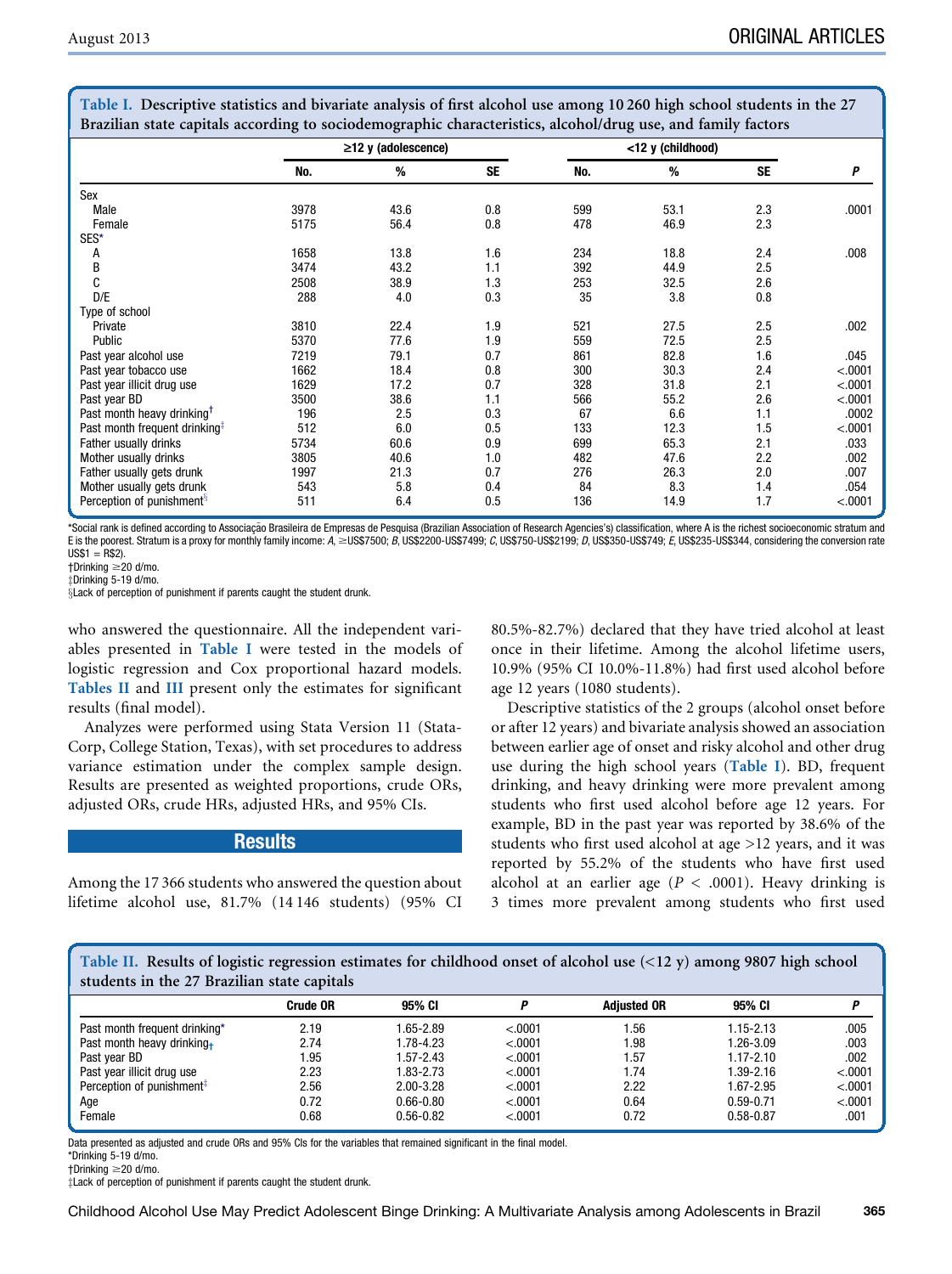**Table I. Descriptive statistics and bivariate analysis of first alcohol use among 10 260 high school students in the 27 Brazilian state capitals according to sociodemographic characteristics, alcohol/drug use, and family factors**

| | ≥12 y (adolescence) | | | <12 y (childhood) | | | |
|---|---|---|---|---|---|---|---|
| | No. | % | SE | No. | % | SE | P |
| Sex | | | | | | | |
| Male | 3978 | 43.6 | 0.8 | 599 | 53.1 | 2.3 | .0001 |
| Female | 5175 | 56.4 | 0.8 | 478 | 46.9 | 2.3 | |
| SES* | | | | | | | |
| A | 1658 | 13.8 | 1.6 | 234 | 18.8 | 2.4 | .008 |
| B | 3474 | 43.2 | 1.1 | 392 | 44.9 | 2.5 | |
| C | 2508 | 38.9 | 1.3 | 253 | 32.5 | 2.6 | |
| D/E | 288 | 4.0 | 0.3 | 35 | 3.8 | 0.8 | |
| Type of school | | | | | | | |
| Private | 3810 | 22.4 | 1.9 | 521 | 27.5 | 2.5 | .002 |
| Public | 5370 | 77.6 | 1.9 | 559 | 72.5 | 2.5 | |
| Past year alcohol use | 7219 | 79.1 | 0.7 | 861 | 82.8 | 1.6 | .045 |
| Past year tobacco use | 1662 | 18.4 | 0.8 | 300 | 30.3 | 2.4 | <.0001 |
| Past year illicit drug use | 1629 | 17.2 | 0.7 | 328 | 31.8 | 2.1 | <.0001 |
| Past year BD | 3500 | 38.6 | 1.1 | 566 | 55.2 | 2.6 | <.0001 |
| Past month heavy drinking† | 196 | 2.5 | 0.3 | 67 | 6.6 | 1.1 | .0002 |
| Past month frequent drinking‡ | 512 | 6.0 | 0.5 | 133 | 12.3 | 1.5 | <.0001 |
| Father usually drinks | 5734 | 60.6 | 0.9 | 699 | 65.3 | 2.1 | .033 |
| Mother usually drinks | 3805 | 40.6 | 1.0 | 482 | 47.6 | 2.2 | .002 |
| Father usually gets drunk | 1997 | 21.3 | 0.7 | 276 | 26.3 | 2.0 | .007 |
| Mother usually gets drunk | 543 | 5.8 | 0.4 | 84 | 8.3 | 1.4 | .054 |
| Perception of punishment§ | 511 | 6.4 | 0.5 | 136 | 14.9 | 1.7 | <.0001 |

*Social rank is defined according to Associação Brasileira de Empresas de Pesquisa (Brazilian Association of Research Agencies's) classification, where A is the richest socioeconomic stratum and E is the poorest. Stratum is a proxy for monthly family income: *A*, ≥US$7500; *B*, US$2200-US$7499; *C*, US$750-US$2199; *D*, US$350-US$749; *E*, US$235-US$344, considering the conversion rate US$1 = R$2).
†Drinking ≥20 d/mo.
‡Drinking 5-19 d/mo.
§Lack of perception of punishment if parents caught the student drunk.

who answered the questionnaire. All the independent variables presented in Table I were tested in the models of logistic regression and Cox proportional hazard models. Tables II and III present only the estimates for significant results (final model).

Analyzes were performed using Stata Version 11 (StataCorp, College Station, Texas), with set procedures to address variance estimation under the complex sample design. Results are presented as weighted proportions, crude ORs, adjusted ORs, crude HRs, adjusted HRs, and 95% CIs.

## Results

Among the 17 366 students who answered the question about lifetime alcohol use, 81.7% (14 146 students) (95% CI 80.5%-82.7%) declared that they have tried alcohol at least once in their lifetime. Among the alcohol lifetime users, 10.9% (95% CI 10.0%-11.8%) had first used alcohol before age 12 years (1080 students).

Descriptive statistics of the 2 groups (alcohol onset before or after 12 years) and bivariate analysis showed an association between earlier age of onset and risky alcohol and other drug use during the high school years (Table I). BD, frequent drinking, and heavy drinking were more prevalent among students who first used alcohol before age 12 years. For example, BD in the past year was reported by 38.6% of the students who first used alcohol at age >12 years, and it was reported by 55.2% of the students who have first used alcohol at an earlier age ($P < .0001$). Heavy drinking is 3 times more prevalent among students who first used

**Table II. Results of logistic regression estimates for childhood onset of alcohol use (<12 y) among 9807 high school students in the 27 Brazilian state capitals**

| | Crude OR | 95% CI | P | Adjusted OR | 95% CI | P |
|---|---|---|---|---|---|---|
| Past month frequent drinking* | 2.19 | 1.65-2.89 | <.0001 | 1.56 | 1.15-2.13 | .005 |
| Past month heavy drinking† | 2.74 | 1.78-4.23 | <.0001 | 1.98 | 1.26-3.09 | .003 |
| Past year BD | 1.95 | 1.57-2.43 | <.0001 | 1.57 | 1.17-2.10 | .002 |
| Past year illicit drug use | 2.23 | 1.83-2.73 | <.0001 | 1.74 | 1.39-2.16 | <.0001 |
| Perception of punishment‡ | 2.56 | 2.00-3.28 | <.0001 | 2.22 | 1.67-2.95 | <.0001 |
| Age | 0.72 | 0.66-0.80 | <.0001 | 0.64 | 0.59-0.71 | <.0001 |
| Female | 0.68 | 0.56-0.82 | <.0001 | 0.72 | 0.58-0.87 | .001 |

Data presented as adjusted and crude ORs and 95% CIs for the variables that remained significant in the final model.
*Drinking 5-19 d/mo.
†Drinking ≥20 d/mo.
‡Lack of perception of punishment if parents caught the student drunk.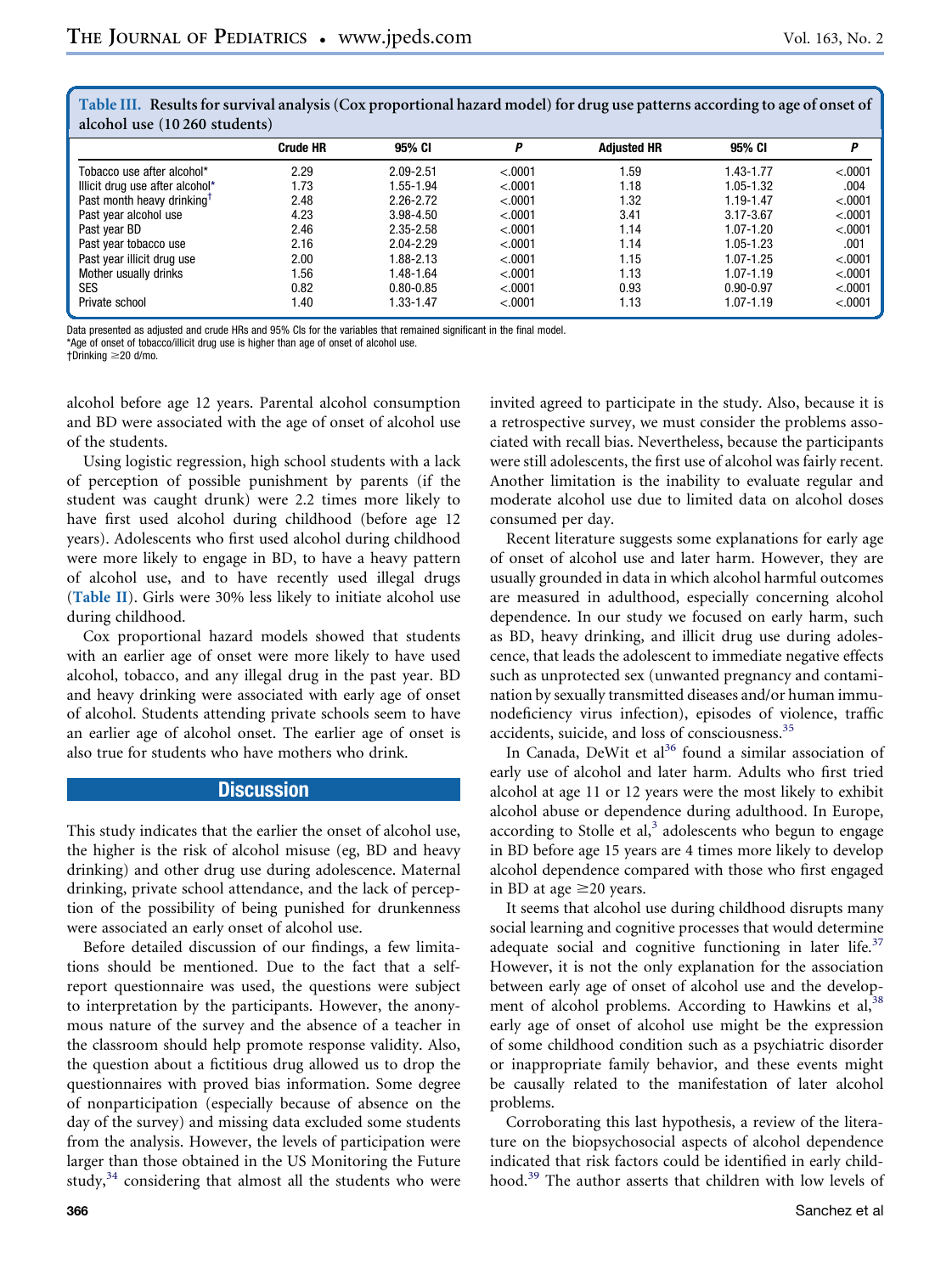**Table III. Results for survival analysis (Cox proportional hazard model) for drug use patterns according to age of onset of alcohol use (10 260 students)**

| | Crude HR | 95% CI | P | Adjusted HR | 95% CI | P |
|---|---|---|---|---|---|---|
| Tobacco use after alcohol* | 2.29 | 2.09-2.51 | <.0001 | 1.59 | 1.43-1.77 | <.0001 |
| Illicit drug use after alcohol* | 1.73 | 1.55-1.94 | <.0001 | 1.18 | 1.05-1.32 | .004 |
| Past month heavy drinking† | 2.48 | 2.26-2.72 | <.0001 | 1.32 | 1.19-1.47 | <.0001 |
| Past year alcohol use | 4.23 | 3.98-4.50 | <.0001 | 3.41 | 3.17-3.67 | <.0001 |
| Past year BD | 2.46 | 2.35-2.58 | <.0001 | 1.14 | 1.07-1.20 | <.0001 |
| Past year tobacco use | 2.16 | 2.04-2.29 | <.0001 | 1.14 | 1.05-1.23 | .001 |
| Past year illicit drug use | 2.00 | 1.88-2.13 | <.0001 | 1.15 | 1.07-1.25 | <.0001 |
| Mother usually drinks | 1.56 | 1.48-1.64 | <.0001 | 1.13 | 1.07-1.19 | <.0001 |
| SES | 0.82 | 0.80-0.85 | <.0001 | 0.93 | 0.90-0.97 | <.0001 |
| Private school | 1.40 | 1.33-1.47 | <.0001 | 1.13 | 1.07-1.19 | <.0001 |

Data presented as adjusted and crude HRs and 95% CIs for the variables that remained significant in the final model.
*Age of onset of tobacco/illicit drug use is higher than age of onset of alcohol use.
†Drinking ≥20 d/mo.

alcohol before age 12 years. Parental alcohol consumption and BD were associated with the age of onset of alcohol use of the students.

Using logistic regression, high school students with a lack of perception of possible punishment by parents (if the student was caught drunk) were 2.2 times more likely to have first used alcohol during childhood (before age 12 years). Adolescents who first used alcohol during childhood were more likely to engage in BD, to have a heavy pattern of alcohol use, and to have recently used illegal drugs (Table II). Girls were 30% less likely to initiate alcohol use during childhood.

Cox proportional hazard models showed that students with an earlier age of onset were more likely to have used alcohol, tobacco, and any illegal drug in the past year. BD and heavy drinking were associated with early age of onset of alcohol. Students attending private schools seem to have an earlier age of alcohol onset. The earlier age of onset is also true for students who have mothers who drink.

## Discussion

This study indicates that the earlier the onset of alcohol use, the higher is the risk of alcohol misuse (eg, BD and heavy drinking) and other drug use during adolescence. Maternal drinking, private school attendance, and the lack of perception of the possibility of being punished for drunkenness were associated an early onset of alcohol use.

Before detailed discussion of our findings, a few limitations should be mentioned. Due to the fact that a self-report questionnaire was used, the questions were subject to interpretation by the participants. However, the anonymous nature of the survey and the absence of a teacher in the classroom should help promote response validity. Also, the question about a fictitious drug allowed us to drop the questionnaires with proved bias information. Some degree of nonparticipation (especially because of absence on the day of the survey) and missing data excluded some students from the analysis. However, the levels of participation were larger than those obtained in the US Monitoring the Future study,[34] considering that almost all the students who were invited agreed to participate in the study. Also, because it is a retrospective survey, we must consider the problems associated with recall bias. Nevertheless, because the participants were still adolescents, the first use of alcohol was fairly recent. Another limitation is the inability to evaluate regular and moderate alcohol use due to limited data on alcohol doses consumed per day.

Recent literature suggests some explanations for early age of onset of alcohol use and later harm. However, they are usually grounded in data in which alcohol harmful outcomes are measured in adulthood, especially concerning alcohol dependence. In our study we focused on early harm, such as BD, heavy drinking, and illicit drug use during adolescence, that leads the adolescent to immediate negative effects such as unprotected sex (unwanted pregnancy and contamination by sexually transmitted diseases and/or human immunodeficiency virus infection), episodes of violence, traffic accidents, suicide, and loss of consciousness.[35]

In Canada, DeWit et al[36] found a similar association of early use of alcohol and later harm. Adults who first tried alcohol at age 11 or 12 years were the most likely to exhibit alcohol abuse or dependence during adulthood. In Europe, according to Stolle et al,[3] adolescents who begun to engage in BD before age 15 years are 4 times more likely to develop alcohol dependence compared with those who first engaged in BD at age ≥20 years.

It seems that alcohol use during childhood disrupts many social learning and cognitive processes that would determine adequate social and cognitive functioning in later life.[37] However, it is not the only explanation for the association between early age of onset of alcohol use and the development of alcohol problems. According to Hawkins et al,[38] early age of onset of alcohol use might be the expression of some childhood condition such as a psychiatric disorder or inappropriate family behavior, and these events might be causally related to the manifestation of later alcohol problems.

Corroborating this last hypothesis, a review of the literature on the biopsychosocial aspects of alcohol dependence indicated that risk factors could be identified in early childhood.[39] The author asserts that children with low levels of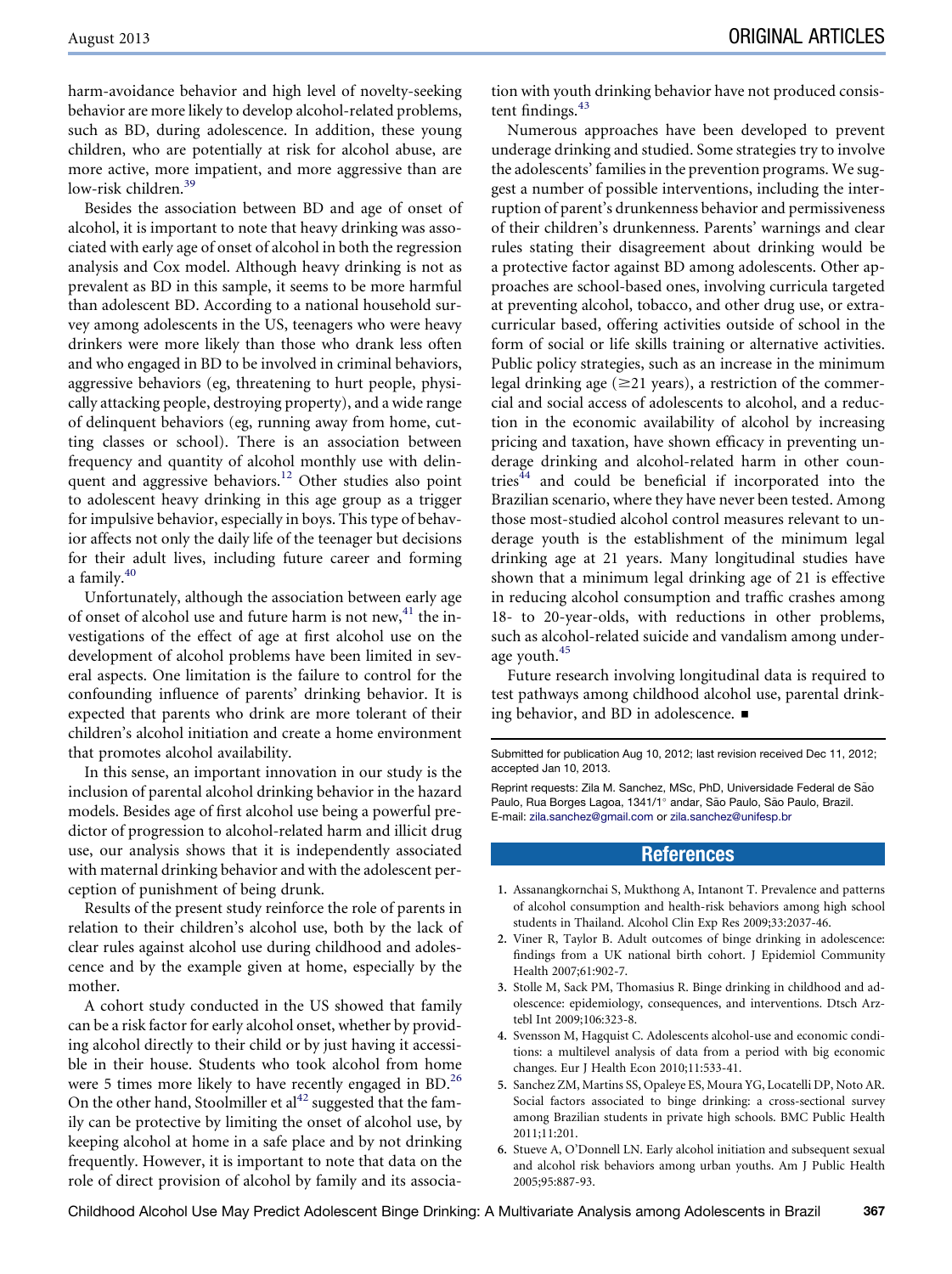harm-avoidance behavior and high level of novelty-seeking behavior are more likely to develop alcohol-related problems, such as BD, during adolescence. In addition, these young children, who are potentially at risk for alcohol abuse, are more active, more impatient, and more aggressive than are low-risk children.[39]

Besides the association between BD and age of onset of alcohol, it is important to note that heavy drinking was associated with early age of onset of alcohol in both the regression analysis and Cox model. Although heavy drinking is not as prevalent as BD in this sample, it seems to be more harmful than adolescent BD. According to a national household survey among adolescents in the US, teenagers who were heavy drinkers were more likely than those who drank less often and who engaged in BD to be involved in criminal behaviors, aggressive behaviors (eg, threatening to hurt people, physically attacking people, destroying property), and a wide range of delinquent behaviors (eg, running away from home, cutting classes or school). There is an association between frequency and quantity of alcohol monthly use with delinquent and aggressive behaviors.[12] Other studies also point to adolescent heavy drinking in this age group as a trigger for impulsive behavior, especially in boys. This type of behavior affects not only the daily life of the teenager but decisions for their adult lives, including future career and forming a family.[40]

Unfortunately, although the association between early age of onset of alcohol use and future harm is not new,[41] the investigations of the effect of age at first alcohol use on the development of alcohol problems have been limited in several aspects. One limitation is the failure to control for the confounding influence of parents' drinking behavior. It is expected that parents who drink are more tolerant of their children's alcohol initiation and create a home environment that promotes alcohol availability.

In this sense, an important innovation in our study is the inclusion of parental alcohol drinking behavior in the hazard models. Besides age of first alcohol use being a powerful predictor of progression to alcohol-related harm and illicit drug use, our analysis shows that it is independently associated with maternal drinking behavior and with the adolescent perception of punishment of being drunk.

Results of the present study reinforce the role of parents in relation to their children's alcohol use, both by the lack of clear rules against alcohol use during childhood and adolescence and by the example given at home, especially by the mother.

A cohort study conducted in the US showed that family can be a risk factor for early alcohol onset, whether by providing alcohol directly to their child or by just having it accessible in their house. Students who took alcohol from home were 5 times more likely to have recently engaged in BD.[26] On the other hand, Stoolmiller et al[42] suggested that the family can be protective by limiting the onset of alcohol use, by keeping alcohol at home in a safe place and by not drinking frequently. However, it is important to note that data on the role of direct provision of alcohol by family and its association with youth drinking behavior have not produced consistent findings.[43]

Numerous approaches have been developed to prevent underage drinking and studied. Some strategies try to involve the adolescents' families in the prevention programs. We suggest a number of possible interventions, including the interruption of parent's drunkenness behavior and permissiveness of their children's drunkenness. Parents' warnings and clear rules stating their disagreement about drinking would be a protective factor against BD among adolescents. Other approaches are school-based ones, involving curricula targeted at preventing alcohol, tobacco, and other drug use, or extracurricular based, offering activities outside of school in the form of social or life skills training or alternative activities. Public policy strategies, such as an increase in the minimum legal drinking age ($\geq$21 years), a restriction of the commercial and social access of adolescents to alcohol, and a reduction in the economic availability of alcohol by increasing pricing and taxation, have shown efficacy in preventing underage drinking and alcohol-related harm in other countries[44] and could be beneficial if incorporated into the Brazilian scenario, where they have never been tested. Among those most-studied alcohol control measures relevant to underage youth is the establishment of the minimum legal drinking age at 21 years. Many longitudinal studies have shown that a minimum legal drinking age of 21 is effective in reducing alcohol consumption and traffic crashes among 18- to 20-year-olds, with reductions in other problems, such as alcohol-related suicide and vandalism among underage youth.[45]

Future research involving longitudinal data is required to test pathways among childhood alcohol use, parental drinking behavior, and BD in adolescence. ■

Submitted for publication Aug 10, 2012; last revision received Dec 11, 2012; accepted Jan 10, 2013.

Reprint requests: Zila M. Sanchez, MSc, PhD, Universidade Federal de São Paulo, Rua Borges Lagoa, 1341/1° andar, São Paulo, São Paulo, Brazil. E-mail: zila.sanchez@gmail.com or zila.sanchez@unifesp.br

## References

1. Assanangkornchai S, Mukthong A, Intanont T. Prevalence and patterns of alcohol consumption and health-risk behaviors among high school students in Thailand. Alcohol Clin Exp Res 2009;33:2037-46.
2. Viner R, Taylor B. Adult outcomes of binge drinking in adolescence: findings from a UK national birth cohort. J Epidemiol Community Health 2007;61:902-7.
3. Stolle M, Sack PM, Thomasius R. Binge drinking in childhood and adolescence: epidemiology, consequences, and interventions. Dtsch Arztebl Int 2009;106:323-8.
4. Svensson M, Hagquist C. Adolescents alcohol-use and economic conditions: a multilevel analysis of data from a period with big economic changes. Eur J Health Econ 2010;11:533-41.
5. Sanchez ZM, Martins SS, Opaleye ES, Moura YG, Locatelli DP, Noto AR. Social factors associated to binge drinking: a cross-sectional survey among Brazilian students in private high schools. BMC Public Health 2011;11:201.
6. Stueve A, O'Donnell LN. Early alcohol initiation and subsequent sexual and alcohol risk behaviors among urban youths. Am J Public Health 2005;95:887-93.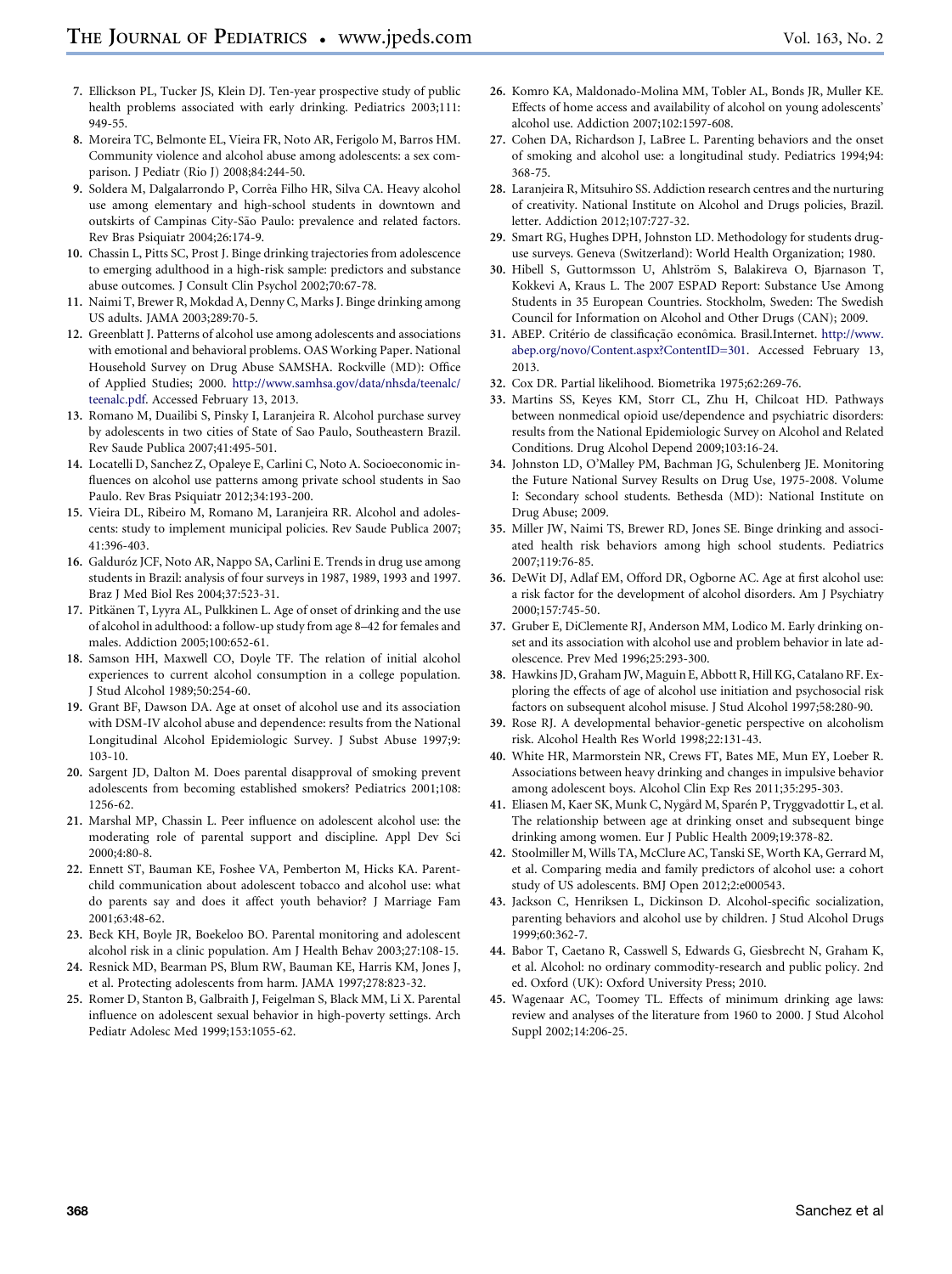7. Ellickson PL, Tucker JS, Klein DJ. Ten-year prospective study of public health problems associated with early drinking. Pediatrics 2003;111: 949-55.
8. Moreira TC, Belmonte EL, Vieira FR, Noto AR, Ferigolo M, Barros HM. Community violence and alcohol abuse among adolescents: a sex comparison. J Pediatr (Rio J) 2008;84:244-50.
9. Soldera M, Dalgalarrondo P, Corrêa Filho HR, Silva CA. Heavy alcohol use among elementary and high-school students in downtown and outskirts of Campinas City-São Paulo: prevalence and related factors. Rev Bras Psiquiatr 2004;26:174-9.
10. Chassin L, Pitts SC, Prost J. Binge drinking trajectories from adolescence to emerging adulthood in a high-risk sample: predictors and substance abuse outcomes. J Consult Clin Psychol 2002;70:67-78.
11. Naimi T, Brewer R, Mokdad A, Denny C, Marks J. Binge drinking among US adults. JAMA 2003;289:70-5.
12. Greenblatt J. Patterns of alcohol use among adolescents and associations with emotional and behavioral problems. OAS Working Paper. National Household Survey on Drug Abuse SAMSHA. Rockville (MD): Office of Applied Studies; 2000. http://www.samhsa.gov/data/nhsda/teenalc/teenalc.pdf. Accessed February 13, 2013.
13. Romano M, Duailibi S, Pinsky I, Laranjeira R. Alcohol purchase survey by adolescents in two cities of State of Sao Paulo, Southeastern Brazil. Rev Saude Publica 2007;41:495-501.
14. Locatelli D, Sanchez Z, Opaleye E, Carlini C, Noto A. Socioeconomic influences on alcohol use patterns among private school students in Sao Paulo. Rev Bras Psiquiatr 2012;34:193-200.
15. Vieira DL, Ribeiro M, Romano M, Laranjeira RR. Alcohol and adolescents: study to implement municipal policies. Rev Saude Publica 2007; 41:396-403.
16. Galduróz JCF, Noto AR, Nappo SA, Carlini E. Trends in drug use among students in Brazil: analysis of four surveys in 1987, 1989, 1993 and 1997. Braz J Med Biol Res 2004;37:523-31.
17. Pitkänen T, Lyyra AL, Pulkkinen L. Age of onset of drinking and the use of alcohol in adulthood: a follow-up study from age 8–42 for females and males. Addiction 2005;100:652-61.
18. Samson HH, Maxwell CO, Doyle TF. The relation of initial alcohol experiences to current alcohol consumption in a college population. J Stud Alcohol 1989;50:254-60.
19. Grant BF, Dawson DA. Age at onset of alcohol use and its association with DSM-IV alcohol abuse and dependence: results from the National Longitudinal Alcohol Epidemiologic Survey. J Subst Abuse 1997;9: 103-10.
20. Sargent JD, Dalton M. Does parental disapproval of smoking prevent adolescents from becoming established smokers? Pediatrics 2001;108: 1256-62.
21. Marshal MP, Chassin L. Peer influence on adolescent alcohol use: the moderating role of parental support and discipline. Appl Dev Sci 2000;4:80-8.
22. Ennett ST, Bauman KE, Foshee VA, Pemberton M, Hicks KA. Parent-child communication about adolescent tobacco and alcohol use: what do parents say and does it affect youth behavior? J Marriage Fam 2001;63:48-62.
23. Beck KH, Boyle JR, Boekeloo BO. Parental monitoring and adolescent alcohol risk in a clinic population. Am J Health Behav 2003;27:108-15.
24. Resnick MD, Bearman PS, Blum RW, Bauman KE, Harris KM, Jones J, et al. Protecting adolescents from harm. JAMA 1997;278:823-32.
25. Romer D, Stanton B, Galbraith J, Feigelman S, Black MM, Li X. Parental influence on adolescent sexual behavior in high-poverty settings. Arch Pediatr Adolesc Med 1999;153:1055-62.
26. Komro KA, Maldonado-Molina MM, Tobler AL, Bonds JR, Muller KE. Effects of home access and availability of alcohol on young adolescents' alcohol use. Addiction 2007;102:1597-608.
27. Cohen DA, Richardson J, LaBree L. Parenting behaviors and the onset of smoking and alcohol use: a longitudinal study. Pediatrics 1994;94: 368-75.
28. Laranjeira R, Mitsuhiro SS. Addiction research centres and the nurturing of creativity. National Institute on Alcohol and Drugs policies, Brazil. letter. Addiction 2012;107:727-32.
29. Smart RG, Hughes DPH, Johnston LD. Methodology for students drug-use surveys. Geneva (Switzerland): World Health Organization; 1980.
30. Hibell S, Guttormsson U, Ahlström S, Balakireva O, Bjarnason T, Kokkevi A, Kraus L. The 2007 ESPAD Report: Substance Use Among Students in 35 European Countries. Stockholm, Sweden: The Swedish Council for Information on Alcohol and Other Drugs (CAN); 2009.
31. ABEP. Critério de classificação econômica. Brasil.Internet. http://www.abep.org/novo/Content.aspx?ContentID=301. Accessed February 13, 2013.
32. Cox DR. Partial likelihood. Biometrika 1975;62:269-76.
33. Martins SS, Keyes KM, Storr CL, Zhu H, Chilcoat HD. Pathways between nonmedical opioid use/dependence and psychiatric disorders: results from the National Epidemiologic Survey on Alcohol and Related Conditions. Drug Alcohol Depend 2009;103:16-24.
34. Johnston LD, O'Malley PM, Bachman JG, Schulenberg JE. Monitoring the Future National Survey Results on Drug Use, 1975-2008. Volume I: Secondary school students. Bethesda (MD): National Institute on Drug Abuse; 2009.
35. Miller JW, Naimi TS, Brewer RD, Jones SE. Binge drinking and associated health risk behaviors among high school students. Pediatrics 2007;119:76-85.
36. DeWit DJ, Adlaf EM, Offord DR, Ogborne AC. Age at first alcohol use: a risk factor for the development of alcohol disorders. Am J Psychiatry 2000;157:745-50.
37. Gruber E, DiClemente RJ, Anderson MM, Lodico M. Early drinking onset and its association with alcohol use and problem behavior in late adolescence. Prev Med 1996;25:293-300.
38. Hawkins JD, Graham JW, Maguin E, Abbott R, Hill KG, Catalano RF. Exploring the effects of age of alcohol use initiation and psychosocial risk factors on subsequent alcohol misuse. J Stud Alcohol 1997;58:280-90.
39. Rose RJ. A developmental behavior-genetic perspective on alcoholism risk. Alcohol Health Res World 1998;22:131-43.
40. White HR, Marmorstein NR, Crews FT, Bates ME, Mun EY, Loeber R. Associations between heavy drinking and changes in impulsive behavior among adolescent boys. Alcohol Clin Exp Res 2011;35:295-303.
41. Eliasen M, Kaer SK, Munk C, Nygård M, Sparén P, Tryggvadottir L, et al. The relationship between age at drinking onset and subsequent binge drinking among women. Eur J Public Health 2009;19:378-82.
42. Stoolmiller M, Wills TA, McClure AC, Tanski SE, Worth KA, Gerrard M, et al. Comparing media and family predictors of alcohol use: a cohort study of US adolescents. BMJ Open 2012;2:e000543.
43. Jackson C, Henriksen L, Dickinson D. Alcohol-specific socialization, parenting behaviors and alcohol use by children. J Stud Alcohol Drugs 1999;60:362-7.
44. Babor T, Caetano R, Casswell S, Edwards G, Giesbrecht N, Graham K, et al. Alcohol: no ordinary commodity-research and public policy. 2nd ed. Oxford (UK): Oxford University Press; 2010.
45. Wagenaar AC, Toomey TL. Effects of minimum drinking age laws: review and analyses of the literature from 1960 to 2000. J Stud Alcohol Suppl 2002;14:206-25.